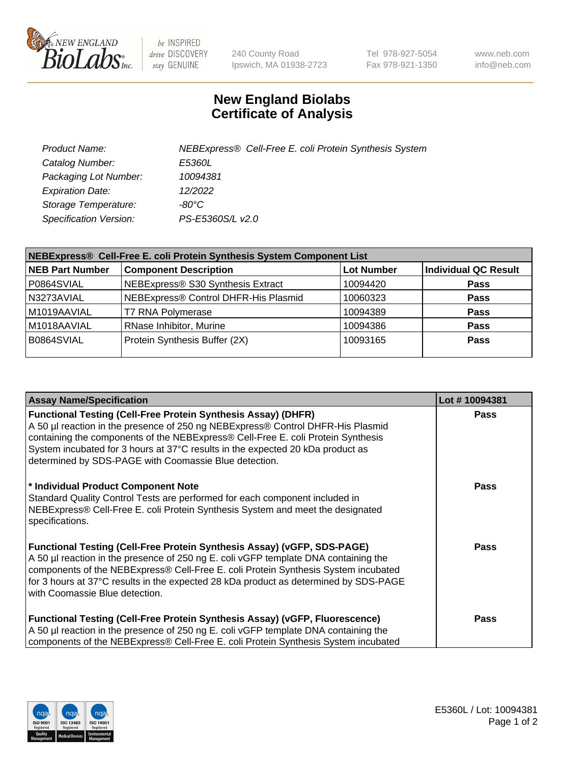# New England Biolabs
# Certificate of Analysis

| | |
|---|---|
| *Product Name:* | *NEBExpress® Cell-Free E. coli Protein Synthesis System* |
| *Catalog Number:* | *E5360L* |
| *Packaging Lot Number:* | *10094381* |
| *Expiration Date:* | *12/2022* |
| *Storage Temperature:* | *-80°C* |
| *Specification Version:* | *PS-E5360S/L v2.0* |

| NEBExpress® Cell-Free E. coli Protein Synthesis System Component List | | | |
|---|---|---|---|
| **NEB Part Number** | **Component Description** | **Lot Number** | **Individual QC Result** |
| P0864SVIAL | NEBExpress® S30 Synthesis Extract | 10094420 | **Pass** |
| N3273AVIAL | NEBExpress® Control DHFR-His Plasmid | 10060323 | **Pass** |
| M1019AAVIAL | T7 RNA Polymerase | 10094389 | **Pass** |
| M1018AAVIAL | RNase Inhibitor, Murine | 10094386 | **Pass** |
| B0864SVIAL | Protein Synthesis Buffer (2X) | 10093165 | **Pass** |

| Assay Name/Specification | Lot # 10094381 |
|---|---|
| **Functional Testing (Cell-Free Protein Synthesis Assay) (DHFR)** A 50 µl reaction in the presence of 250 ng NEBExpress® Control DHFR-His Plasmid containing the components of the NEBExpress® Cell-Free E. coli Protein Synthesis System incubated for 3 hours at 37°C results in the expected 20 kDa product as determined by SDS-PAGE with Coomassie Blue detection. | **Pass** |
| **\* Individual Product Component Note** Standard Quality Control Tests are performed for each component included in NEBExpress® Cell-Free E. coli Protein Synthesis System and meet the designated specifications. | **Pass** |
| **Functional Testing (Cell-Free Protein Synthesis Assay) (vGFP, SDS-PAGE)** A 50 µl reaction in the presence of 250 ng E. coli vGFP template DNA containing the components of the NEBExpress® Cell-Free E. coli Protein Synthesis System incubated for 3 hours at 37°C results in the expected 28 kDa product as determined by SDS-PAGE with Coomassie Blue detection. | **Pass** |
| **Functional Testing (Cell-Free Protein Synthesis Assay) (vGFP, Fluorescence)** A 50 µl reaction in the presence of 250 ng E. coli vGFP template DNA containing the components of the NEBExpress® Cell-Free E. coli Protein Synthesis System incubated | **Pass** |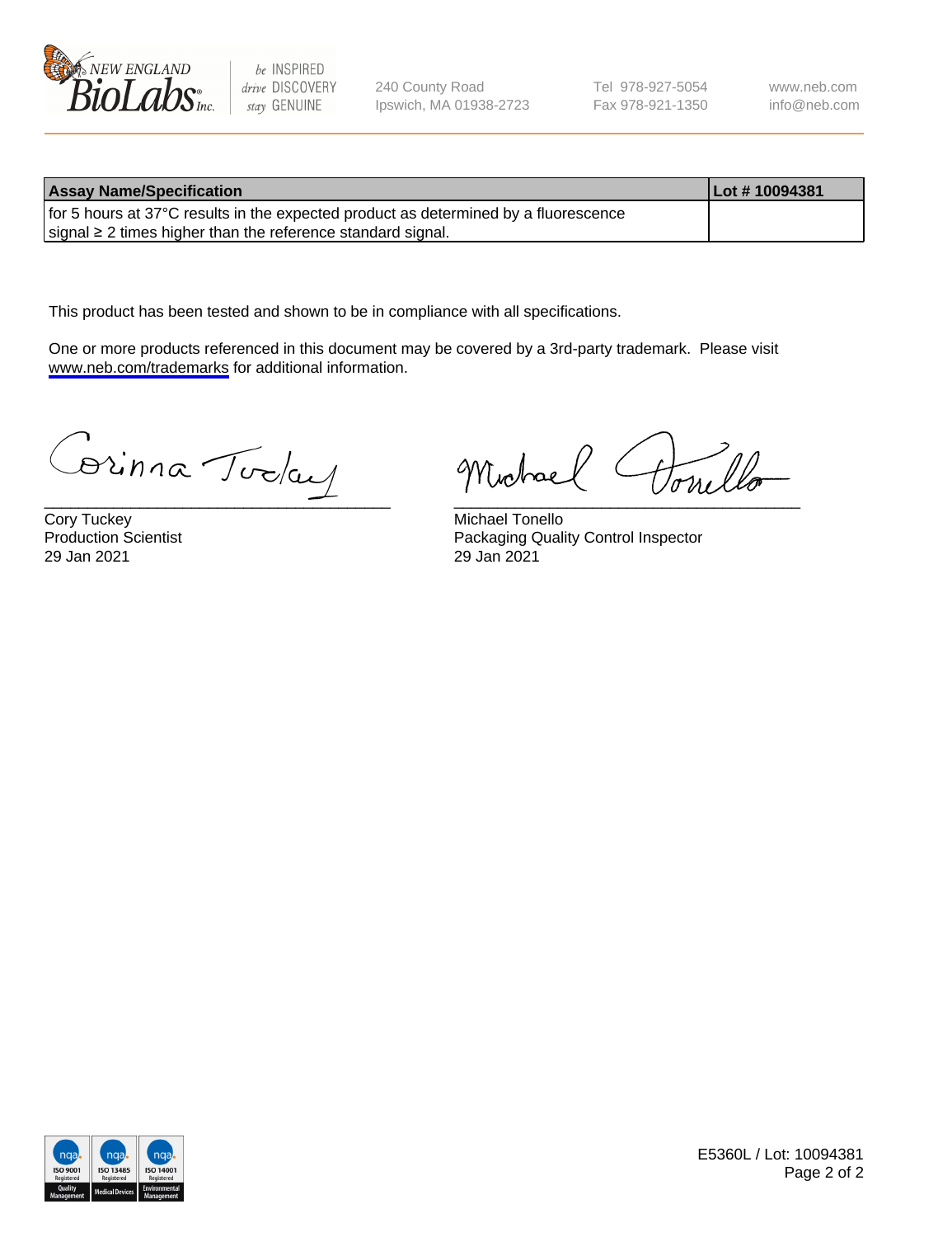New England BioLabs Inc. — be INSPIRED drive DISCOVERY stay GENUINE

240 County Road
Ipswich, MA 01938-2723

Tel 978-927-5054
Fax 978-921-1350

www.neb.com
info@neb.com

| Assay Name/Specification | Lot # 10094381 |
| --- | --- |
| for 5 hours at 37°C results in the expected product as determined by a fluorescence signal ≥ 2 times higher than the reference standard signal. | |

This product has been tested and shown to be in compliance with all specifications.

One or more products referenced in this document may be covered by a 3rd-party trademark. Please visit www.neb.com/trademarks for additional information.

Cory Tuckey
Production Scientist
29 Jan 2021

Michael Tonello
Packaging Quality Control Inspector
29 Jan 2021

E5360L / Lot: 10094381